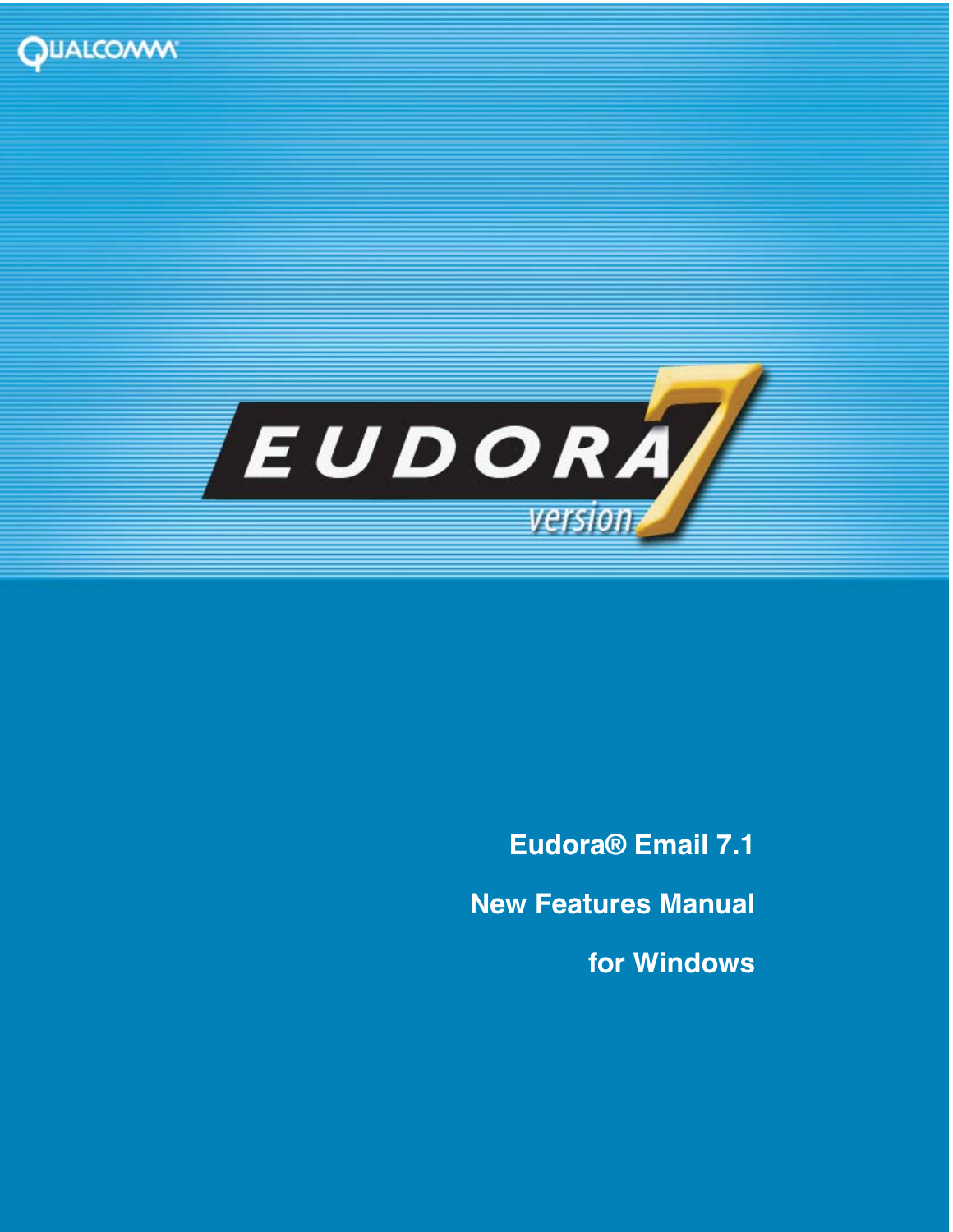QUALCOMM

EUDORA version 7

**Eudora® Email 7.1**

**New Features Manual**

**for Windows**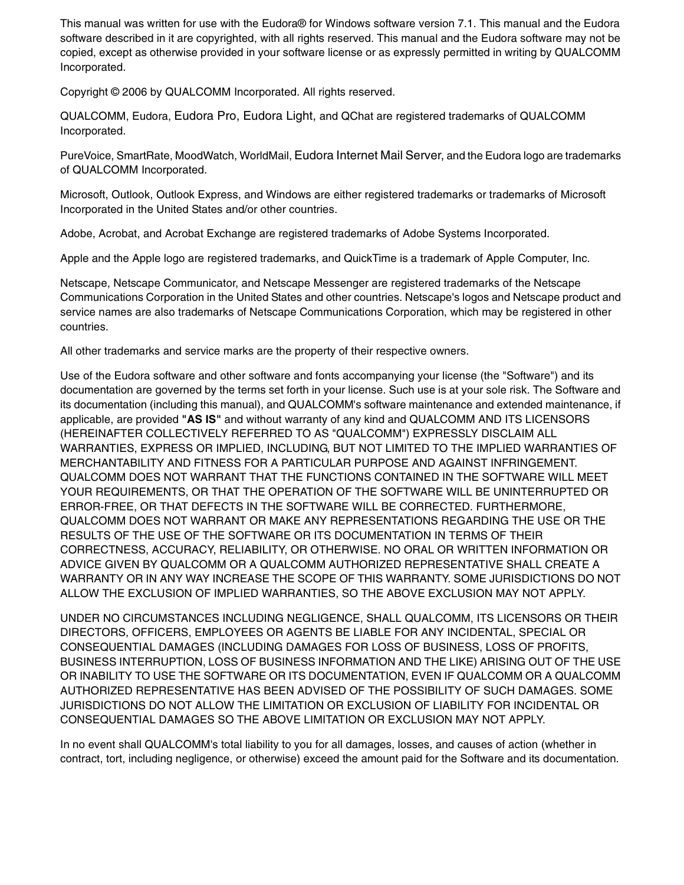This manual was written for use with the Eudora® for Windows software version 7.1. This manual and the Eudora software described in it are copyrighted, with all rights reserved. This manual and the Eudora software may not be copied, except as otherwise provided in your software license or as expressly permitted in writing by QUALCOMM Incorporated.

Copyright © 2006 by QUALCOMM Incorporated. All rights reserved.

QUALCOMM, Eudora, Eudora Pro, Eudora Light, and QChat are registered trademarks of QUALCOMM Incorporated.

PureVoice, SmartRate, MoodWatch, WorldMail, Eudora Internet Mail Server, and the Eudora logo are trademarks of QUALCOMM Incorporated.

Microsoft, Outlook, Outlook Express, and Windows are either registered trademarks or trademarks of Microsoft Incorporated in the United States and/or other countries.

Adobe, Acrobat, and Acrobat Exchange are registered trademarks of Adobe Systems Incorporated.

Apple and the Apple logo are registered trademarks, and QuickTime is a trademark of Apple Computer, Inc.

Netscape, Netscape Communicator, and Netscape Messenger are registered trademarks of the Netscape Communications Corporation in the United States and other countries. Netscape's logos and Netscape product and service names are also trademarks of Netscape Communications Corporation, which may be registered in other countries.

All other trademarks and service marks are the property of their respective owners.

Use of the Eudora software and other software and fonts accompanying your license (the "Software") and its documentation are governed by the terms set forth in your license. Such use is at your sole risk. The Software and its documentation (including this manual), and QUALCOMM's software maintenance and extended maintenance, if applicable, are provided **"AS IS"** and without warranty of any kind and QUALCOMM AND ITS LICENSORS (HEREINAFTER COLLECTIVELY REFERRED TO AS "QUALCOMM") EXPRESSLY DISCLAIM ALL WARRANTIES, EXPRESS OR IMPLIED, INCLUDING, BUT NOT LIMITED TO THE IMPLIED WARRANTIES OF MERCHANTABILITY AND FITNESS FOR A PARTICULAR PURPOSE AND AGAINST INFRINGEMENT. QUALCOMM DOES NOT WARRANT THAT THE FUNCTIONS CONTAINED IN THE SOFTWARE WILL MEET YOUR REQUIREMENTS, OR THAT THE OPERATION OF THE SOFTWARE WILL BE UNINTERRUPTED OR ERROR-FREE, OR THAT DEFECTS IN THE SOFTWARE WILL BE CORRECTED. FURTHERMORE, QUALCOMM DOES NOT WARRANT OR MAKE ANY REPRESENTATIONS REGARDING THE USE OR THE RESULTS OF THE USE OF THE SOFTWARE OR ITS DOCUMENTATION IN TERMS OF THEIR CORRECTNESS, ACCURACY, RELIABILITY, OR OTHERWISE. NO ORAL OR WRITTEN INFORMATION OR ADVICE GIVEN BY QUALCOMM OR A QUALCOMM AUTHORIZED REPRESENTATIVE SHALL CREATE A WARRANTY OR IN ANY WAY INCREASE THE SCOPE OF THIS WARRANTY. SOME JURISDICTIONS DO NOT ALLOW THE EXCLUSION OF IMPLIED WARRANTIES, SO THE ABOVE EXCLUSION MAY NOT APPLY.

UNDER NO CIRCUMSTANCES INCLUDING NEGLIGENCE, SHALL QUALCOMM, ITS LICENSORS OR THEIR DIRECTORS, OFFICERS, EMPLOYEES OR AGENTS BE LIABLE FOR ANY INCIDENTAL, SPECIAL OR CONSEQUENTIAL DAMAGES (INCLUDING DAMAGES FOR LOSS OF BUSINESS, LOSS OF PROFITS, BUSINESS INTERRUPTION, LOSS OF BUSINESS INFORMATION AND THE LIKE) ARISING OUT OF THE USE OR INABILITY TO USE THE SOFTWARE OR ITS DOCUMENTATION, EVEN IF QUALCOMM OR A QUALCOMM AUTHORIZED REPRESENTATIVE HAS BEEN ADVISED OF THE POSSIBILITY OF SUCH DAMAGES. SOME JURISDICTIONS DO NOT ALLOW THE LIMITATION OR EXCLUSION OF LIABILITY FOR INCIDENTAL OR CONSEQUENTIAL DAMAGES SO THE ABOVE LIMITATION OR EXCLUSION MAY NOT APPLY.

In no event shall QUALCOMM's total liability to you for all damages, losses, and causes of action (whether in contract, tort, including negligence, or otherwise) exceed the amount paid for the Software and its documentation.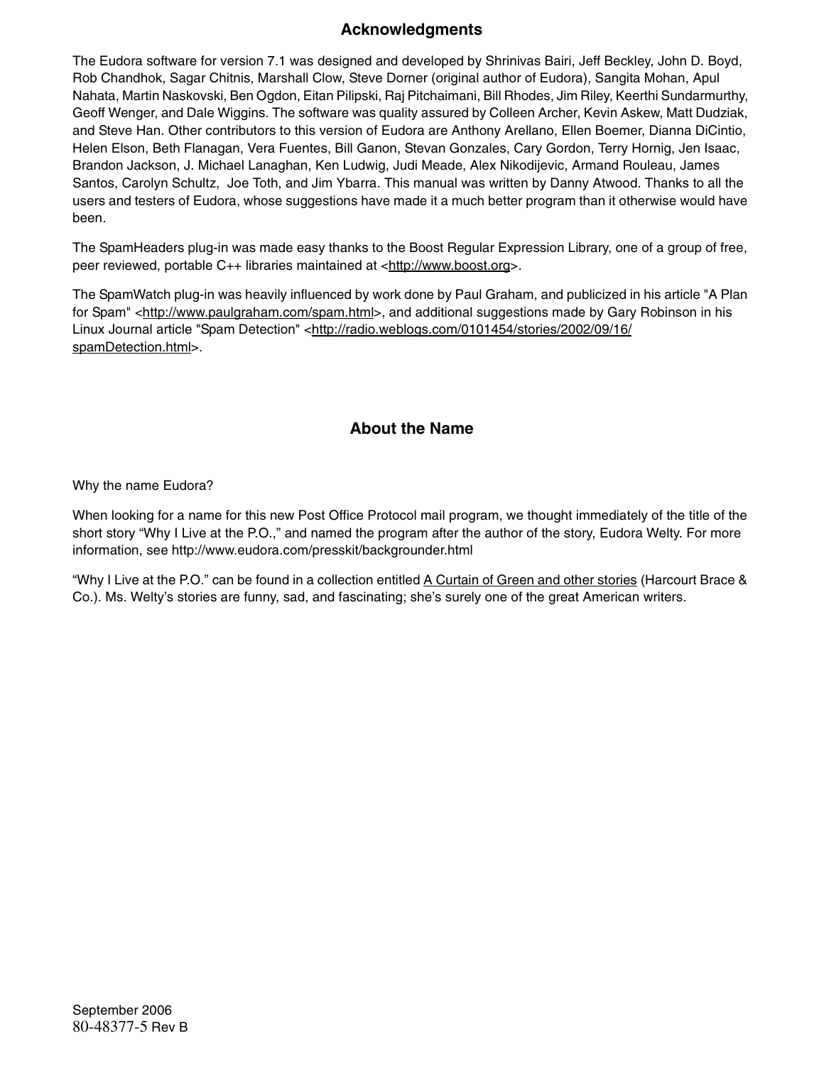## Acknowledgments

The Eudora software for version 7.1 was designed and developed by Shrinivas Bairi, Jeff Beckley, John D. Boyd, Rob Chandhok, Sagar Chitnis, Marshall Clow, Steve Dorner (original author of Eudora), Sangita Mohan, Apul Nahata, Martin Naskovski, Ben Ogdon, Eitan Pilipski, Raj Pitchaimani, Bill Rhodes, Jim Riley, Keerthi Sundarmurthy, Geoff Wenger, and Dale Wiggins. The software was quality assured by Colleen Archer, Kevin Askew, Matt Dudziak, and Steve Han. Other contributors to this version of Eudora are Anthony Arellano, Ellen Boemer, Dianna DiCintio, Helen Elson, Beth Flanagan, Vera Fuentes, Bill Ganon, Stevan Gonzales, Cary Gordon, Terry Hornig, Jen Isaac, Brandon Jackson, J. Michael Lanaghan, Ken Ludwig, Judi Meade, Alex Nikodijevic, Armand Rouleau, James Santos, Carolyn Schultz, Joe Toth, and Jim Ybarra. This manual was written by Danny Atwood. Thanks to all the users and testers of Eudora, whose suggestions have made it a much better program than it otherwise would have been.

The SpamHeaders plug-in was made easy thanks to the Boost Regular Expression Library, one of a group of free, peer reviewed, portable C++ libraries maintained at <http://www.boost.org>.

The SpamWatch plug-in was heavily influenced by work done by Paul Graham, and publicized in his article "A Plan for Spam" <http://www.paulgraham.com/spam.html>, and additional suggestions made by Gary Robinson in his Linux Journal article "Spam Detection" <http://radio.weblogs.com/0101454/stories/2002/09/16/spamDetection.html>.

## About the Name

Why the name Eudora?

When looking for a name for this new Post Office Protocol mail program, we thought immediately of the title of the short story "Why I Live at the P.O.," and named the program after the author of the story, Eudora Welty. For more information, see http://www.eudora.com/presskit/backgrounder.html

"Why I Live at the P.O." can be found in a collection entitled A Curtain of Green and other stories (Harcourt Brace & Co.). Ms. Welty's stories are funny, sad, and fascinating; she's surely one of the great American writers.

September 2006
80-48377-5 Rev B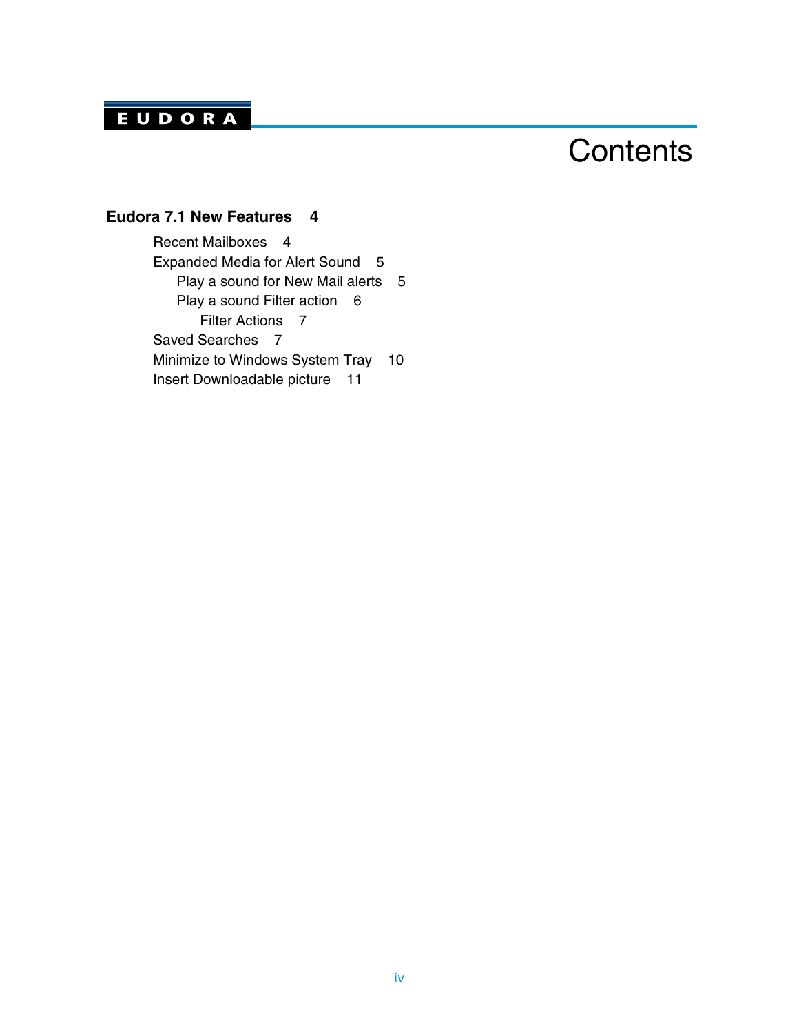EUDORA

# Contents

**Eudora 7.1 New Features 4**

- Recent Mailboxes 4
- Expanded Media for Alert Sound 5
  - Play a sound for New Mail alerts 5
  - Play a sound Filter action 6
    - Filter Actions 7
- Saved Searches 7
- Minimize to Windows System Tray 10
- Insert Downloadable picture 11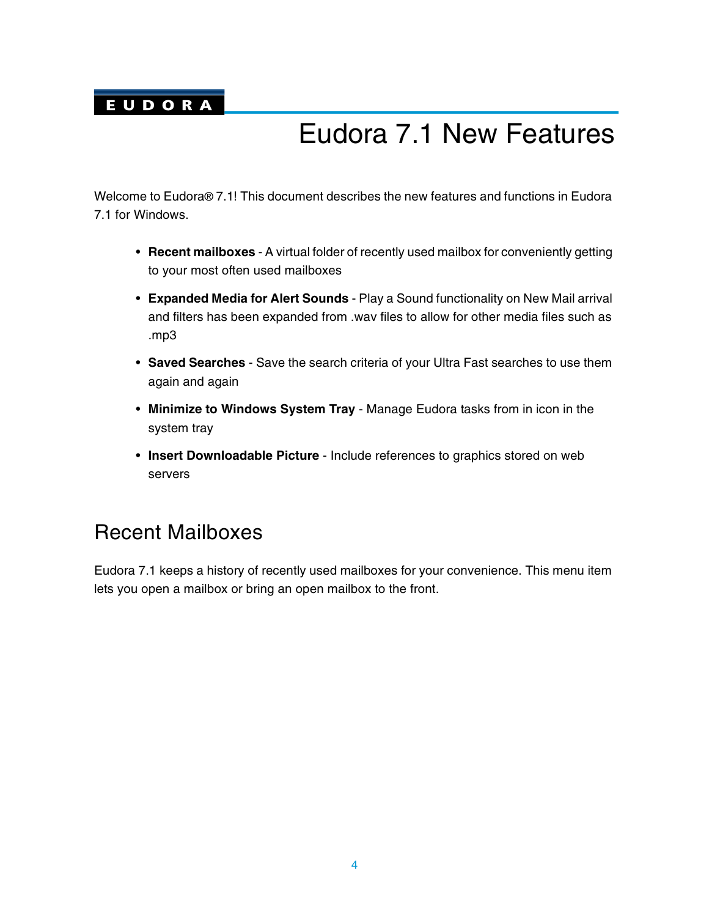EUDORA

# Eudora 7.1 New Features

Welcome to Eudora® 7.1! This document describes the new features and functions in Eudora 7.1 for Windows.

- **Recent mailboxes** - A virtual folder of recently used mailbox for conveniently getting to your most often used mailboxes
- **Expanded Media for Alert Sounds** - Play a Sound functionality on New Mail arrival and filters has been expanded from .wav files to allow for other media files such as .mp3
- **Saved Searches** - Save the search criteria of your Ultra Fast searches to use them again and again
- **Minimize to Windows System Tray** - Manage Eudora tasks from in icon in the system tray
- **Insert Downloadable Picture** - Include references to graphics stored on web servers

## Recent Mailboxes

Eudora 7.1 keeps a history of recently used mailboxes for your convenience. This menu item lets you open a mailbox or bring an open mailbox to the front.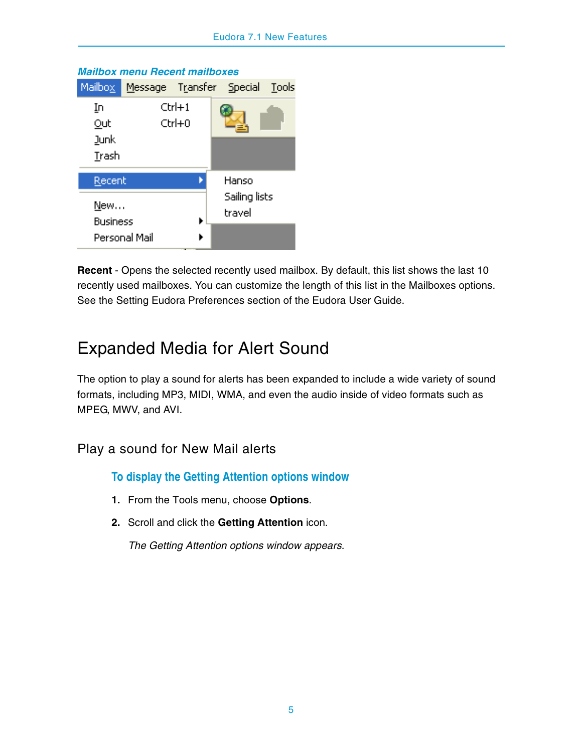*Mailbox menu Recent mailboxes*

**Recent** - Opens the selected recently used mailbox. By default, this list shows the last 10 recently used mailboxes. You can customize the length of this list in the Mailboxes options. See the Setting Eudora Preferences section of the Eudora User Guide.

# Expanded Media for Alert Sound

The option to play a sound for alerts has been expanded to include a wide variety of sound formats, including MP3, MIDI, WMA, and even the audio inside of video formats such as MPEG, MWV, and AVI.

## Play a sound for New Mail alerts

### To display the Getting Attention options window

1. From the Tools menu, choose **Options**.
2. Scroll and click the **Getting Attention** icon.

   *The Getting Attention options window appears.*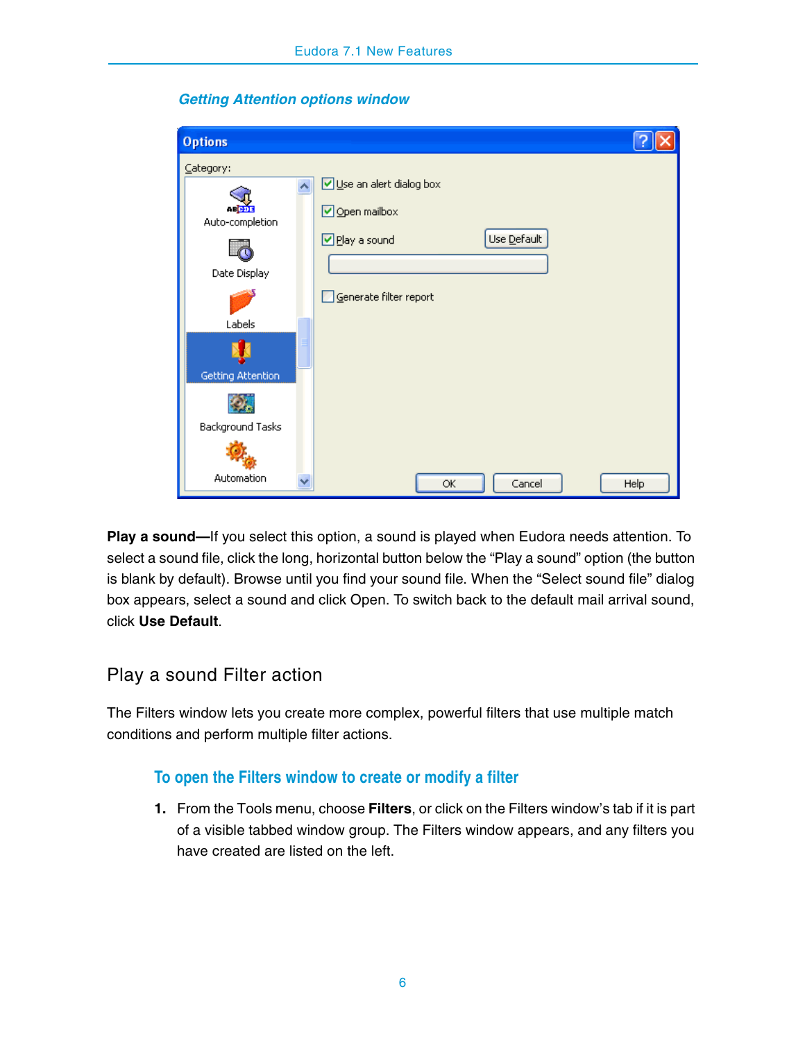*Getting Attention options window*

**Play a sound—**If you select this option, a sound is played when Eudora needs attention. To select a sound file, click the long, horizontal button below the “Play a sound” option (the button is blank by default). Browse until you find your sound file. When the “Select sound file” dialog box appears, select a sound and click Open. To switch back to the default mail arrival sound, click **Use Default**.

## Play a sound Filter action

The Filters window lets you create more complex, powerful filters that use multiple match conditions and perform multiple filter actions.

### To open the Filters window to create or modify a filter

1. From the Tools menu, choose **Filters**, or click on the Filters window’s tab if it is part of a visible tabbed window group. The Filters window appears, and any filters you have created are listed on the left.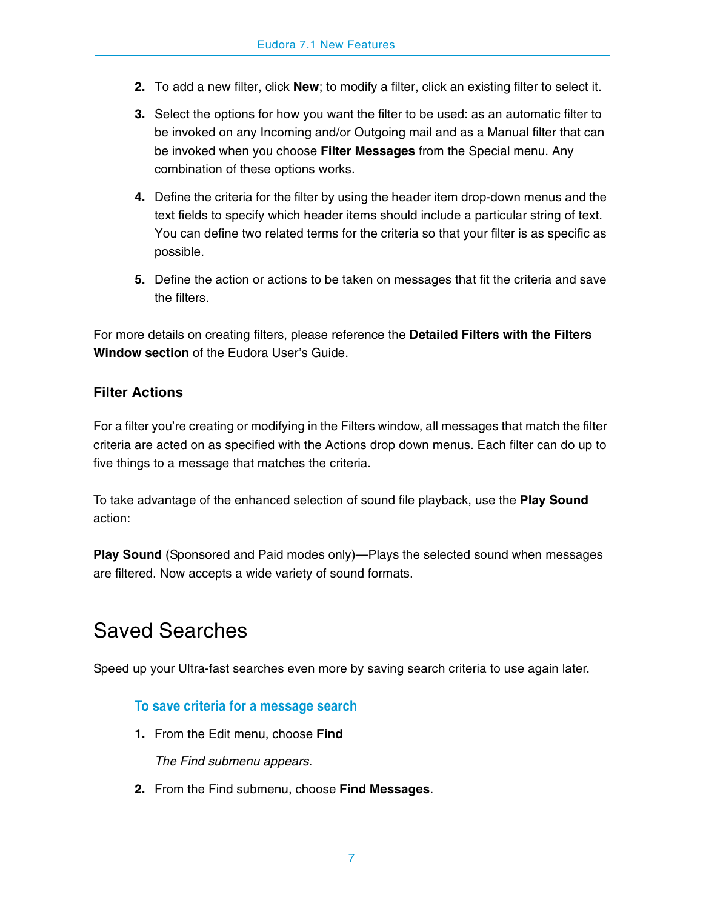2. To add a new filter, click **New**; to modify a filter, click an existing filter to select it.

3. Select the options for how you want the filter to be used: as an automatic filter to be invoked on any Incoming and/or Outgoing mail and as a Manual filter that can be invoked when you choose **Filter Messages** from the Special menu. Any combination of these options works.

4. Define the criteria for the filter by using the header item drop-down menus and the text fields to specify which header items should include a particular string of text. You can define two related terms for the criteria so that your filter is as specific as possible.

5. Define the action or actions to be taken on messages that fit the criteria and save the filters.

For more details on creating filters, please reference the **Detailed Filters with the Filters Window section** of the Eudora User's Guide.

### Filter Actions

For a filter you're creating or modifying in the Filters window, all messages that match the filter criteria are acted on as specified with the Actions drop down menus. Each filter can do up to five things to a message that matches the criteria.

To take advantage of the enhanced selection of sound file playback, use the **Play Sound** action:

**Play Sound** (Sponsored and Paid modes only)—Plays the selected sound when messages are filtered. Now accepts a wide variety of sound formats.

## Saved Searches

Speed up your Ultra-fast searches even more by saving search criteria to use again later.

### To save criteria for a message search

1. From the Edit menu, choose **Find**

   *The Find submenu appears.*

2. From the Find submenu, choose **Find Messages**.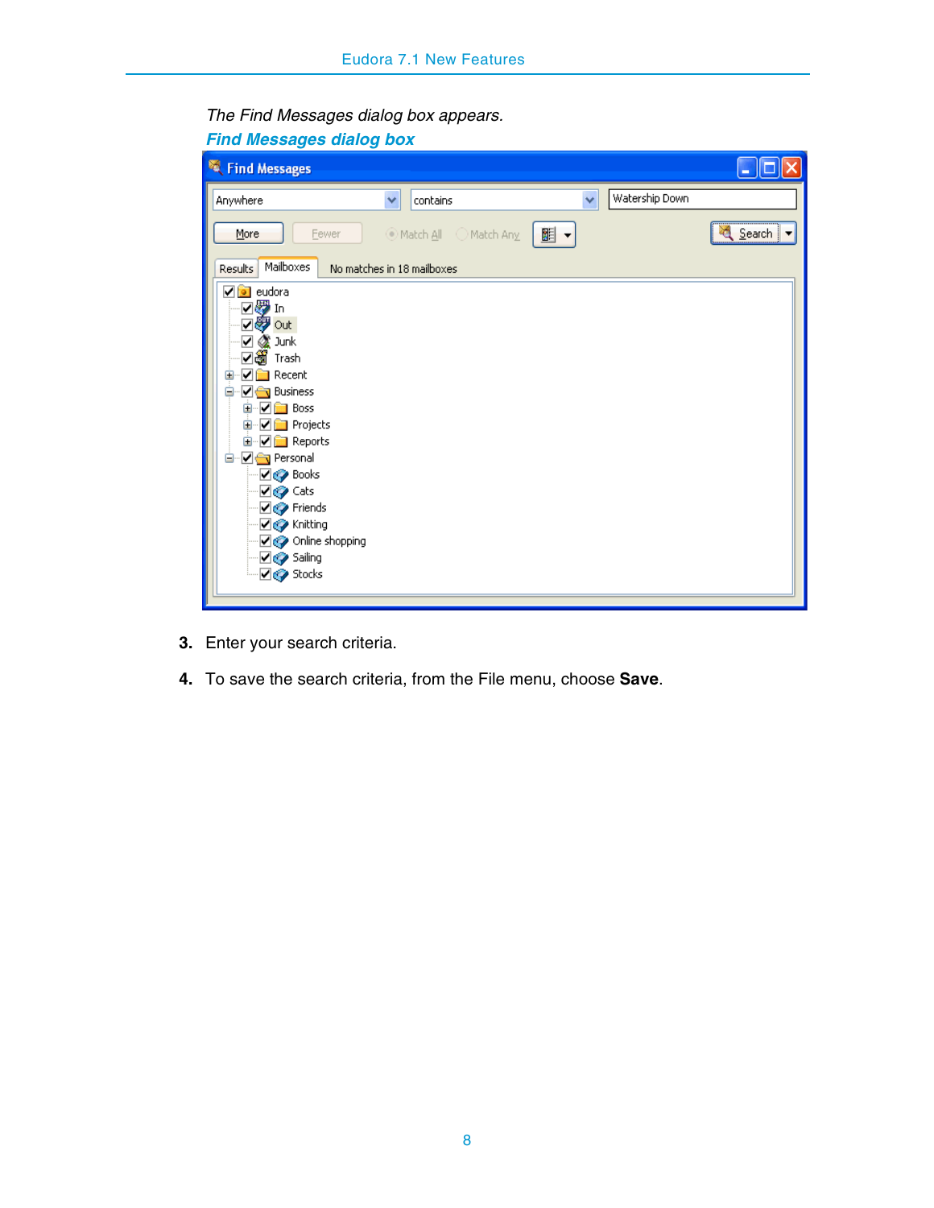*The Find Messages dialog box appears.*

***Find Messages dialog box***

3. Enter your search criteria.

4. To save the search criteria, from the File menu, choose **Save**.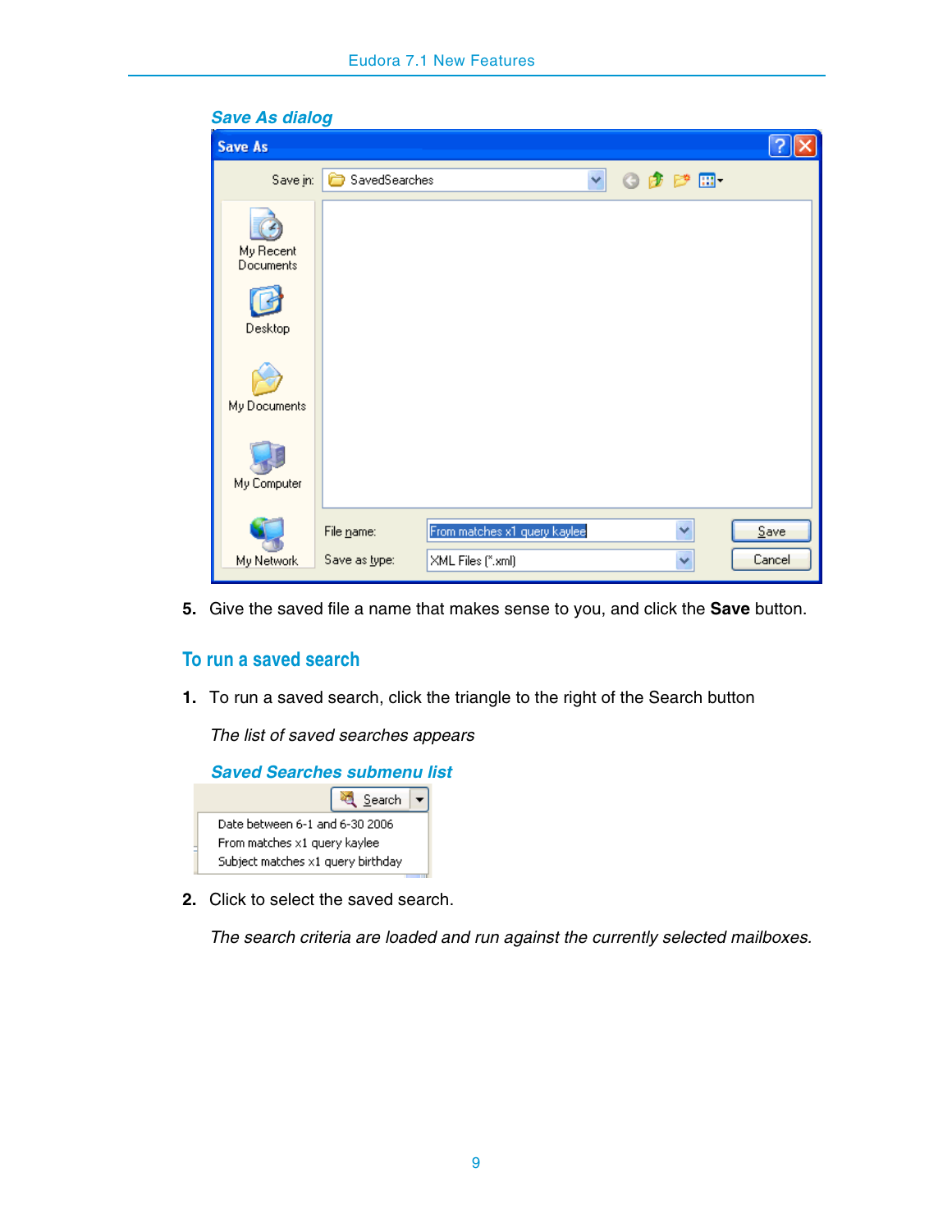*Save As dialog*

5. Give the saved file a name that makes sense to you, and click the **Save** button.

## To run a saved search

1. To run a saved search, click the triangle to the right of the Search button

   *The list of saved searches appears*

*Saved Searches submenu list*

2. Click to select the saved search.

   *The search criteria are loaded and run against the currently selected mailboxes.*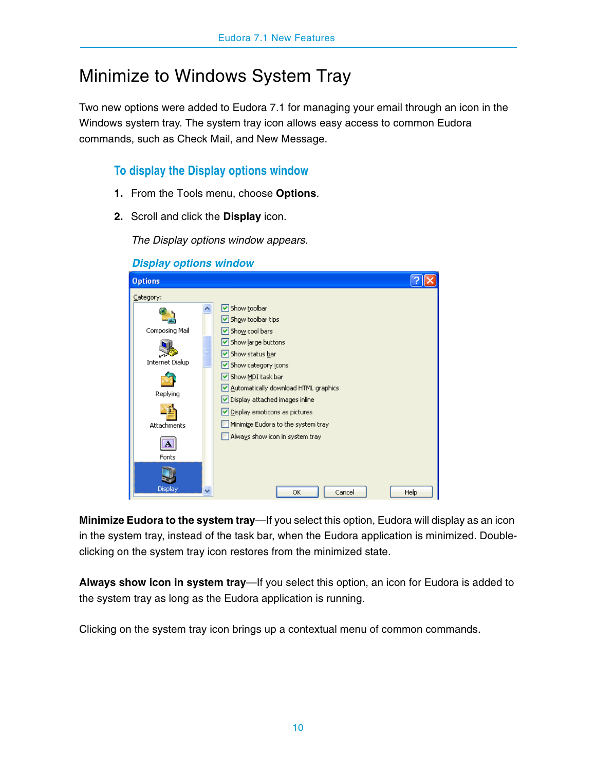# Minimize to Windows System Tray

Two new options were added to Eudora 7.1 for managing your email through an icon in the Windows system tray. The system tray icon allows easy access to common Eudora commands, such as Check Mail, and New Message.

### To display the Display options window

1. From the Tools menu, choose **Options**.
2. Scroll and click the **Display** icon.

   *The Display options window appears.*

***Display options window***

**Minimize Eudora to the system tray**—If you select this option, Eudora will display as an icon in the system tray, instead of the task bar, when the Eudora application is minimized. Double-clicking on the system tray icon restores from the minimized state.

**Always show icon in system tray**—If you select this option, an icon for Eudora is added to the system tray as long as the Eudora application is running.

Clicking on the system tray icon brings up a contextual menu of common commands.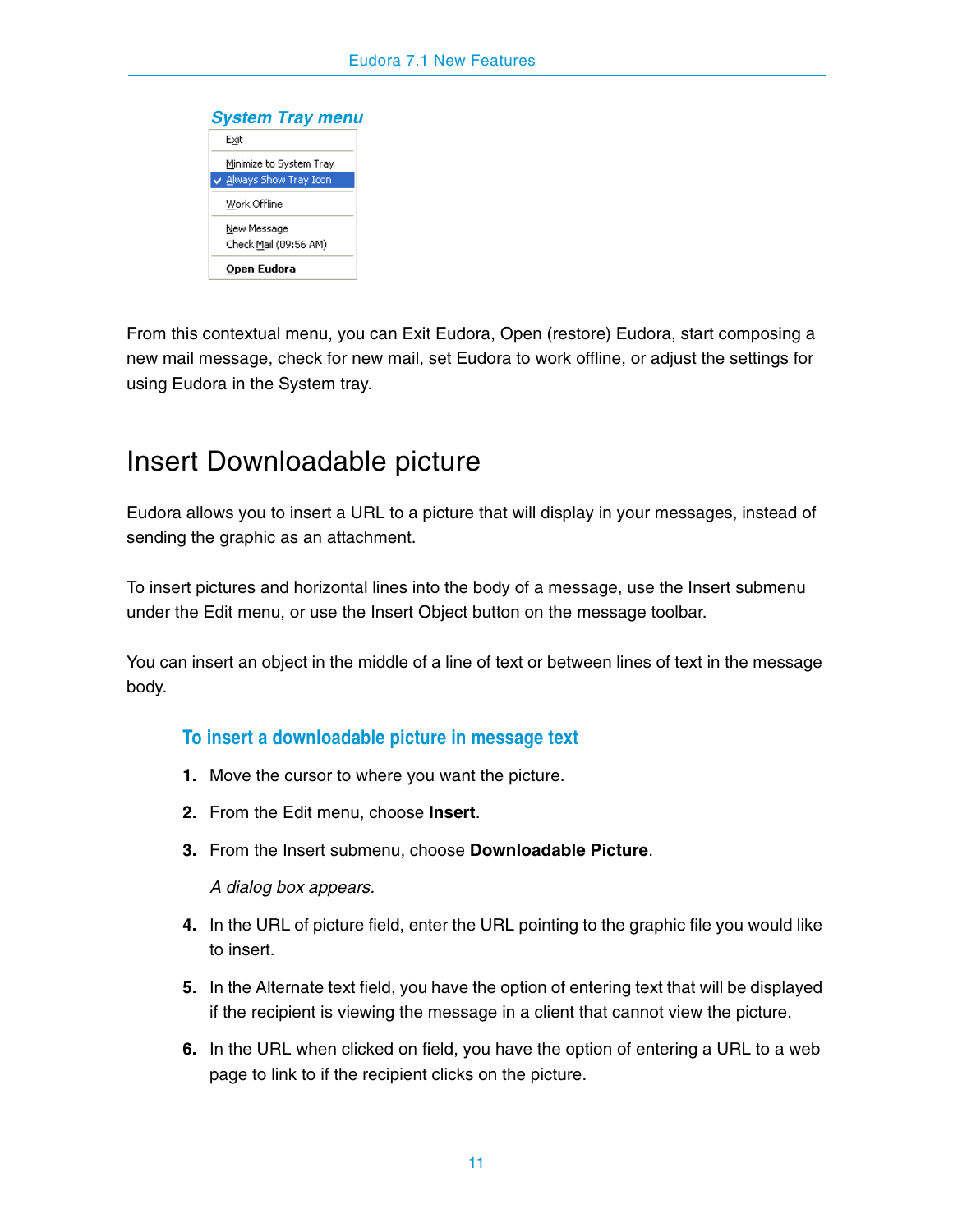*System Tray menu*

Exit

Minimize to System Tray

Always Show Tray Icon

Work Offline

New Message

Check Mail (09:56 AM)

**Open Eudora**

From this contextual menu, you can Exit Eudora, Open (restore) Eudora, start composing a new mail message, check for new mail, set Eudora to work offline, or adjust the settings for using Eudora in the System tray.

# Insert Downloadable picture

Eudora allows you to insert a URL to a picture that will display in your messages, instead of sending the graphic as an attachment.

To insert pictures and horizontal lines into the body of a message, use the Insert submenu under the Edit menu, or use the Insert Object button on the message toolbar.

You can insert an object in the middle of a line of text or between lines of text in the message body.

### To insert a downloadable picture in message text

1. Move the cursor to where you want the picture.
2. From the Edit menu, choose **Insert**.
3. From the Insert submenu, choose **Downloadable Picture**.

   *A dialog box appears.*
4. In the URL of picture field, enter the URL pointing to the graphic file you would like to insert.
5. In the Alternate text field, you have the option of entering text that will be displayed if the recipient is viewing the message in a client that cannot view the picture.
6. In the URL when clicked on field, you have the option of entering a URL to a web page to link to if the recipient clicks on the picture.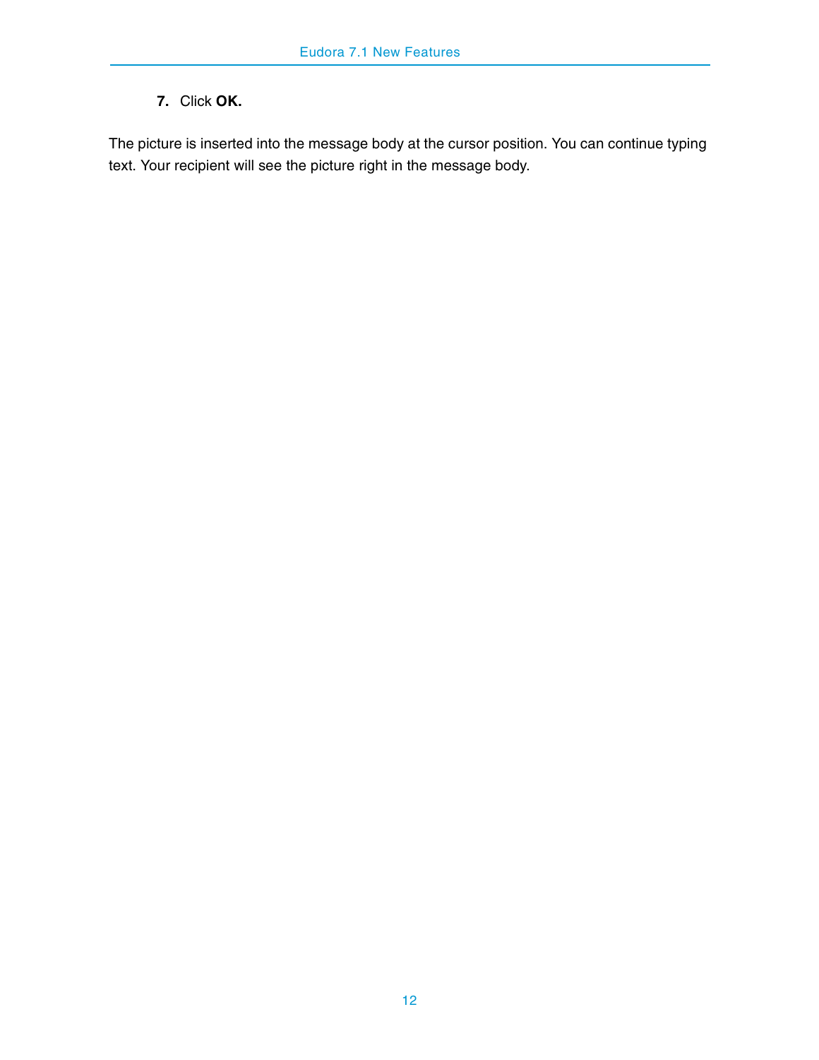7. Click **OK.**

The picture is inserted into the message body at the cursor position. You can continue typing text. Your recipient will see the picture right in the message body.